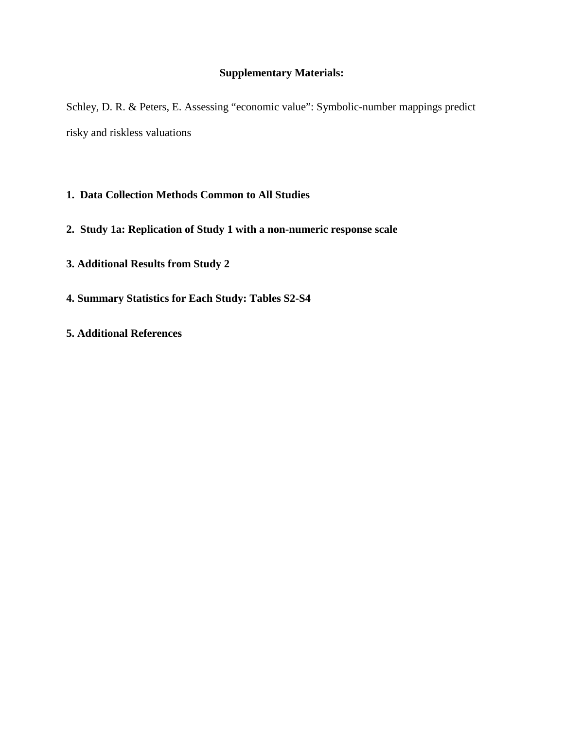# Supplementary Materials:

Schley, D. R. & Peters, E. Assessing "economic value": Symbolic-number mappings predict risky and riskless valuations

**1. Data Collection Methods Common to All Studies**

**2. Study 1a: Replication of Study 1 with a non-numeric response scale**

**3. Additional Results from Study 2**

**4. Summary Statistics for Each Study: Tables S2-S4**

**5. Additional References**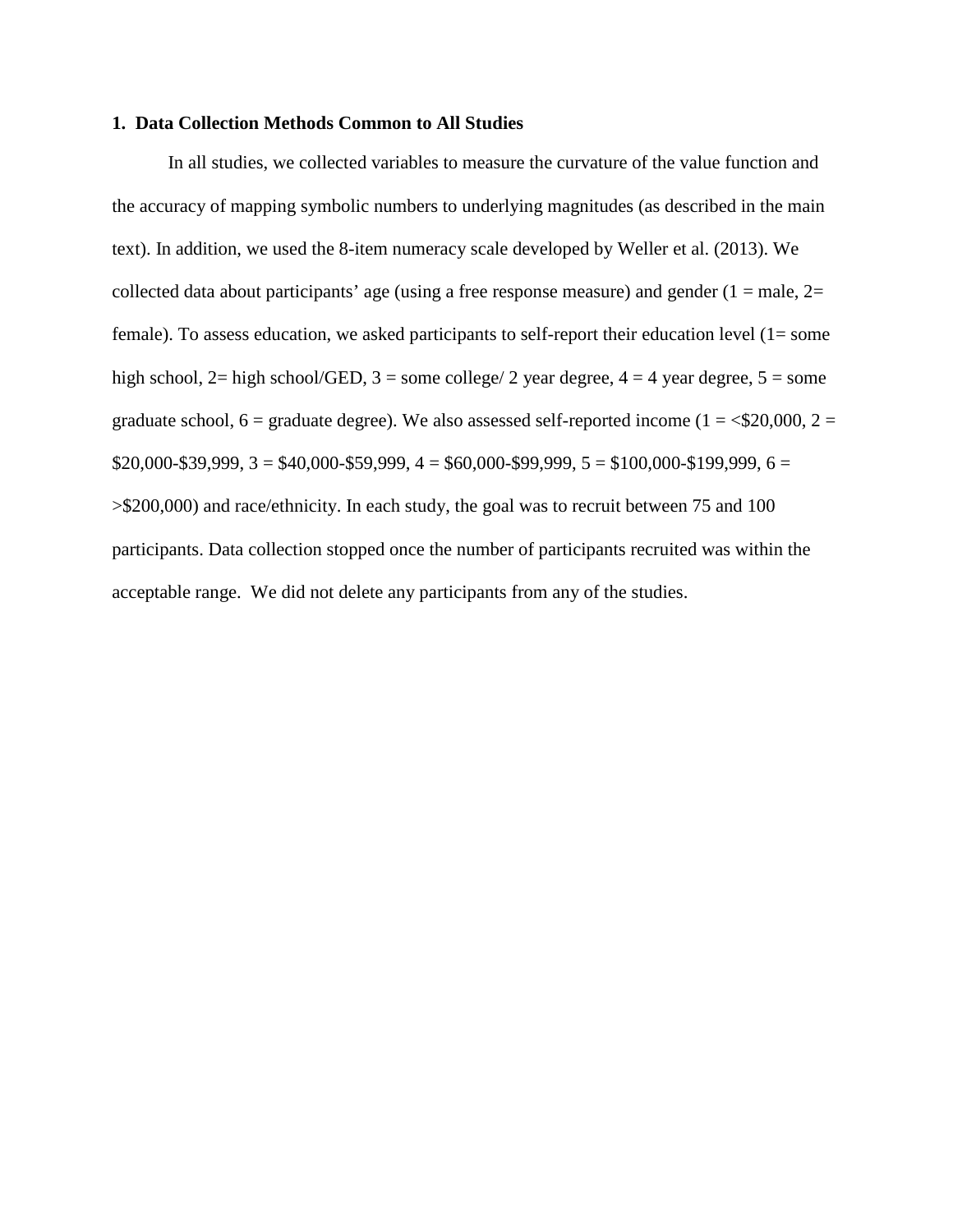## 1. Data Collection Methods Common to All Studies

In all studies, we collected variables to measure the curvature of the value function and the accuracy of mapping symbolic numbers to underlying magnitudes (as described in the main text). In addition, we used the 8-item numeracy scale developed by Weller et al. (2013). We collected data about participants' age (using a free response measure) and gender (1 = male, 2= female). To assess education, we asked participants to self-report their education level (1= some high school, 2= high school/GED, 3 = some college/ 2 year degree, 4 = 4 year degree, 5 = some graduate school, 6 = graduate degree). We also assessed self-reported income (1 = <$20,000, 2 = $20,000-$39,999, 3 = $40,000-$59,999, 4 = $60,000-$99,999, 5 = $100,000-$199,999, 6 = >$200,000) and race/ethnicity. In each study, the goal was to recruit between 75 and 100 participants. Data collection stopped once the number of participants recruited was within the acceptable range. We did not delete any participants from any of the studies.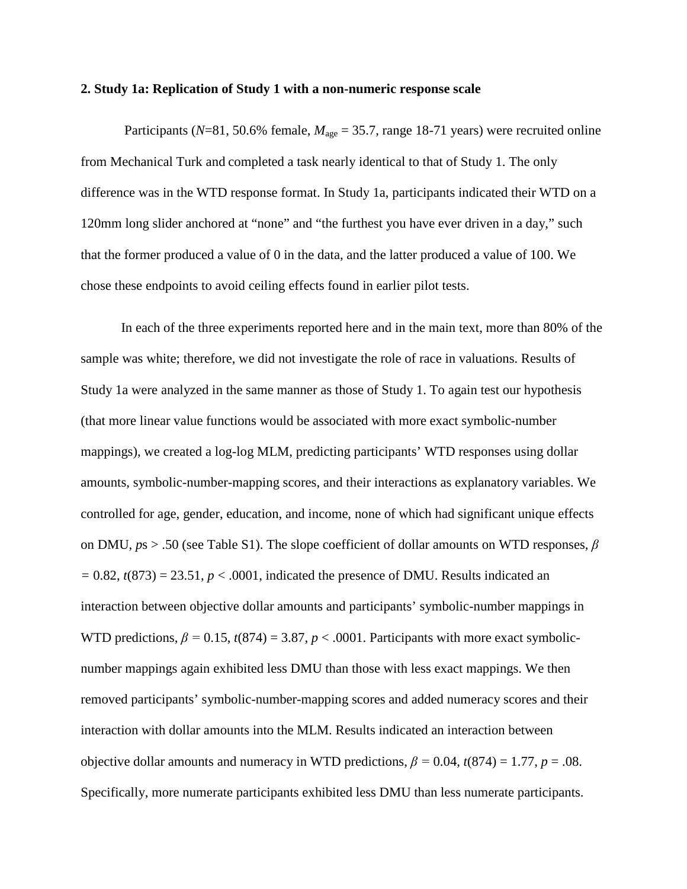**2. Study 1a: Replication of Study 1 with a non-numeric response scale**

Participants ($N$=81, 50.6% female, $M_{\text{age}}$ = 35.7, range 18-71 years) were recruited online from Mechanical Turk and completed a task nearly identical to that of Study 1. The only difference was in the WTD response format. In Study 1a, participants indicated their WTD on a 120mm long slider anchored at "none" and "the furthest you have ever driven in a day," such that the former produced a value of 0 in the data, and the latter produced a value of 100. We chose these endpoints to avoid ceiling effects found in earlier pilot tests.

In each of the three experiments reported here and in the main text, more than 80% of the sample was white; therefore, we did not investigate the role of race in valuations. Results of Study 1a were analyzed in the same manner as those of Study 1. To again test our hypothesis (that more linear value functions would be associated with more exact symbolic-number mappings), we created a log-log MLM, predicting participants' WTD responses using dollar amounts, symbolic-number-mapping scores, and their interactions as explanatory variables. We controlled for age, gender, education, and income, none of which had significant unique effects on DMU, $p$s > .50 (see Table S1). The slope coefficient of dollar amounts on WTD responses, $\beta = 0.82$, $t(873) = 23.51$, $p < .0001$, indicated the presence of DMU. Results indicated an interaction between objective dollar amounts and participants' symbolic-number mappings in WTD predictions, $\beta = 0.15$, $t(874) = 3.87$, $p < .0001$. Participants with more exact symbolic-number mappings again exhibited less DMU than those with less exact mappings. We then removed participants' symbolic-number-mapping scores and added numeracy scores and their interaction with dollar amounts into the MLM. Results indicated an interaction between objective dollar amounts and numeracy in WTD predictions, $\beta = 0.04$, $t(874) = 1.77$, $p = .08$. Specifically, more numerate participants exhibited less DMU than less numerate participants.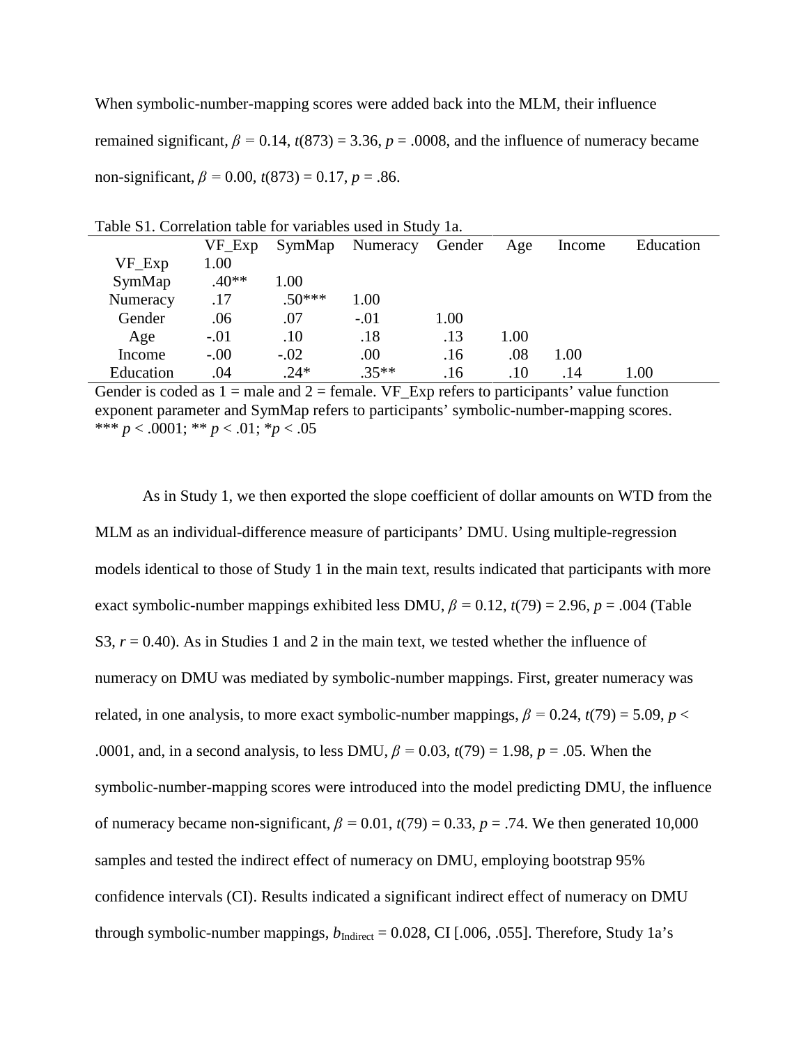When symbolic-number-mapping scores were added back into the MLM, their influence remained significant, $\beta = 0.14$, $t(873) = 3.36$, $p = .0008$, and the influence of numeracy became non-significant, $\beta = 0.00$, $t(873) = 0.17$, $p = .86$.

Table S1. Correlation table for variables used in Study 1a.

| | VF_Exp | SymMap | Numeracy | Gender | Age | Income | Education |
|---|---|---|---|---|---|---|---|
| VF_Exp | 1.00 | | | | | | |
| SymMap | .40** | 1.00 | | | | | |
| Numeracy | .17 | .50*** | 1.00 | | | | |
| Gender | .06 | .07 | -.01 | 1.00 | | | |
| Age | -.01 | .10 | .18 | .13 | 1.00 | | |
| Income | -.00 | -.02 | .00 | .16 | .08 | 1.00 | |
| Education | .04 | .24* | .35** | .16 | .10 | .14 | 1.00 |

Gender is coded as 1 = male and 2 = female. VF_Exp refers to participants' value function exponent parameter and SymMap refers to participants' symbolic-number-mapping scores.
*** $p < .0001$; ** $p < .01$; * $p < .05$

As in Study 1, we then exported the slope coefficient of dollar amounts on WTD from the MLM as an individual-difference measure of participants' DMU. Using multiple-regression models identical to those of Study 1 in the main text, results indicated that participants with more exact symbolic-number mappings exhibited less DMU, $\beta = 0.12$, $t(79) = 2.96$, $p = .004$ (Table S3, $r = 0.40$). As in Studies 1 and 2 in the main text, we tested whether the influence of numeracy on DMU was mediated by symbolic-number mappings. First, greater numeracy was related, in one analysis, to more exact symbolic-number mappings, $\beta = 0.24$, $t(79) = 5.09$, $p < .0001$, and, in a second analysis, to less DMU, $\beta = 0.03$, $t(79) = 1.98$, $p = .05$. When the symbolic-number-mapping scores were introduced into the model predicting DMU, the influence of numeracy became non-significant, $\beta = 0.01$, $t(79) = 0.33$, $p = .74$. We then generated 10,000 samples and tested the indirect effect of numeracy on DMU, employing bootstrap 95% confidence intervals (CI). Results indicated a significant indirect effect of numeracy on DMU through symbolic-number mappings, $b_{\text{Indirect}} = 0.028$, CI [.006, .055]. Therefore, Study 1a's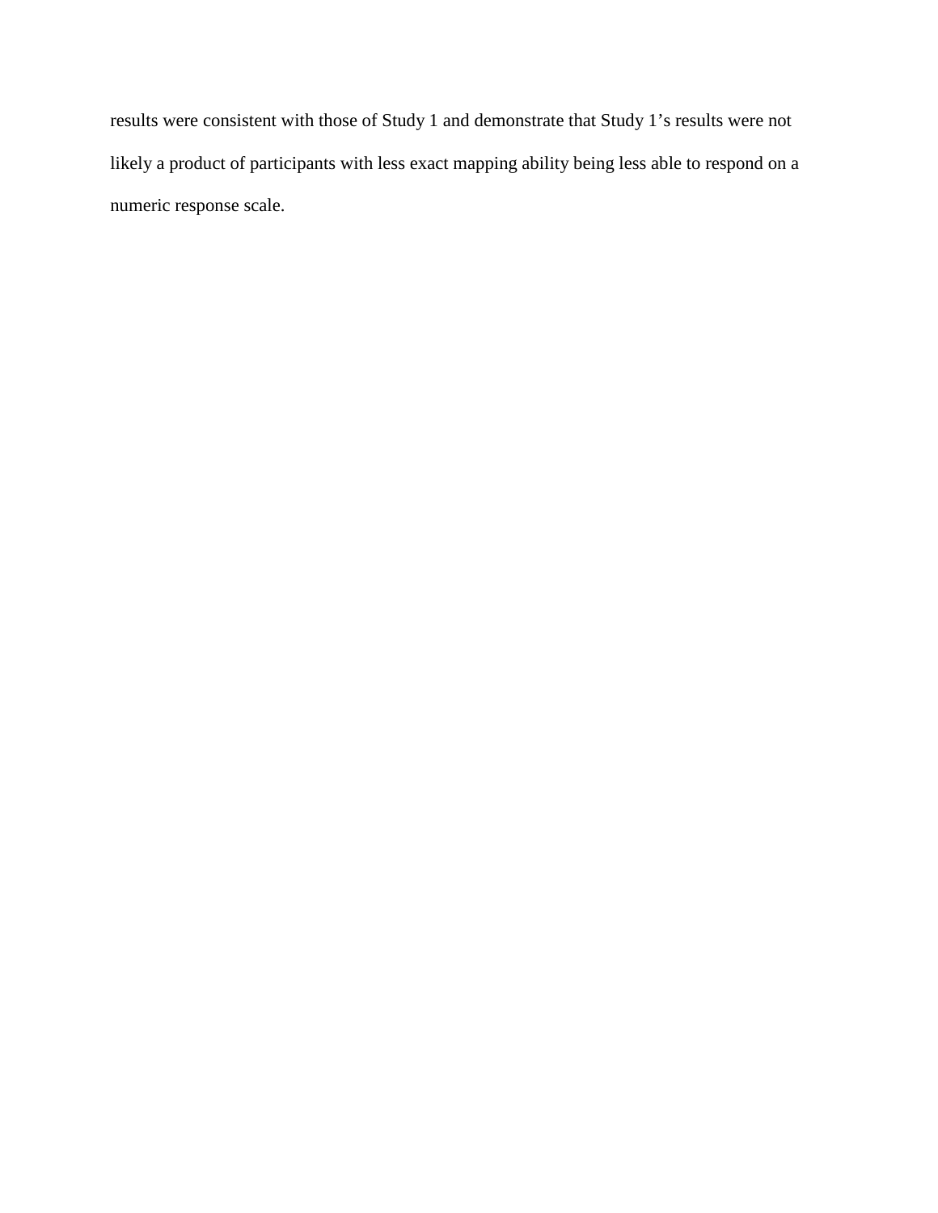results were consistent with those of Study 1 and demonstrate that Study 1's results were not likely a product of participants with less exact mapping ability being less able to respond on a numeric response scale.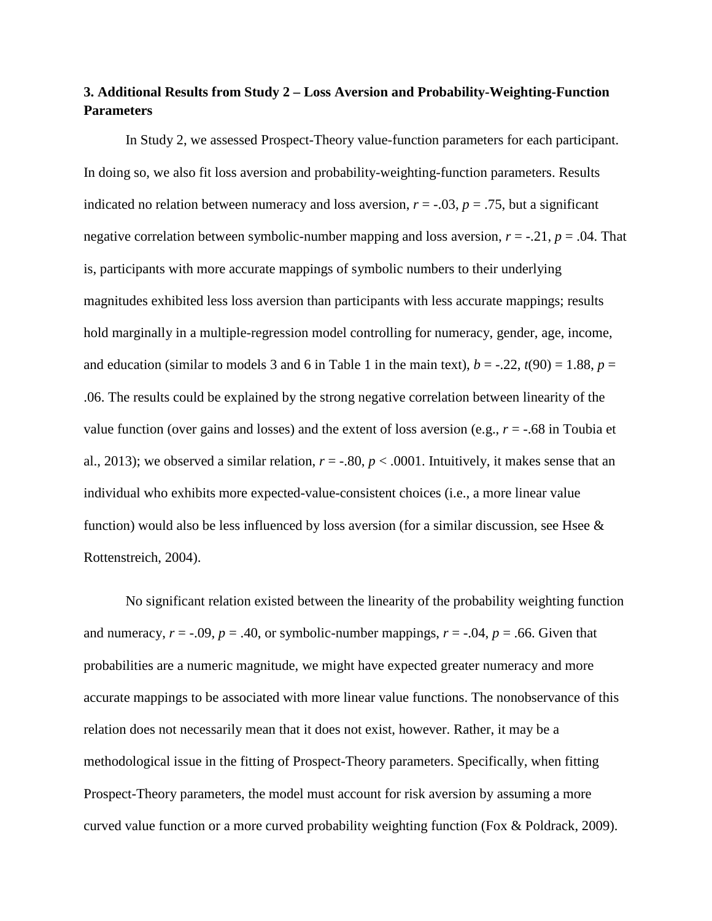### 3. Additional Results from Study 2 – Loss Aversion and Probability-Weighting-Function Parameters

In Study 2, we assessed Prospect-Theory value-function parameters for each participant. In doing so, we also fit loss aversion and probability-weighting-function parameters. Results indicated no relation between numeracy and loss aversion, $r = -.03$, $p = .75$, but a significant negative correlation between symbolic-number mapping and loss aversion, $r = -.21$, $p = .04$. That is, participants with more accurate mappings of symbolic numbers to their underlying magnitudes exhibited less loss aversion than participants with less accurate mappings; results hold marginally in a multiple-regression model controlling for numeracy, gender, age, income, and education (similar to models 3 and 6 in Table 1 in the main text), $b = -.22$, $t(90) = 1.88$, $p = .06$. The results could be explained by the strong negative correlation between linearity of the value function (over gains and losses) and the extent of loss aversion (e.g., $r = -.68$ in Toubia et al., 2013); we observed a similar relation, $r = -.80$, $p < .0001$. Intuitively, it makes sense that an individual who exhibits more expected-value-consistent choices (i.e., a more linear value function) would also be less influenced by loss aversion (for a similar discussion, see Hsee & Rottenstreich, 2004).

No significant relation existed between the linearity of the probability weighting function and numeracy, $r = -.09$, $p = .40$, or symbolic-number mappings, $r = -.04$, $p = .66$. Given that probabilities are a numeric magnitude, we might have expected greater numeracy and more accurate mappings to be associated with more linear value functions. The nonobservance of this relation does not necessarily mean that it does not exist, however. Rather, it may be a methodological issue in the fitting of Prospect-Theory parameters. Specifically, when fitting Prospect-Theory parameters, the model must account for risk aversion by assuming a more curved value function or a more curved probability weighting function (Fox & Poldrack, 2009).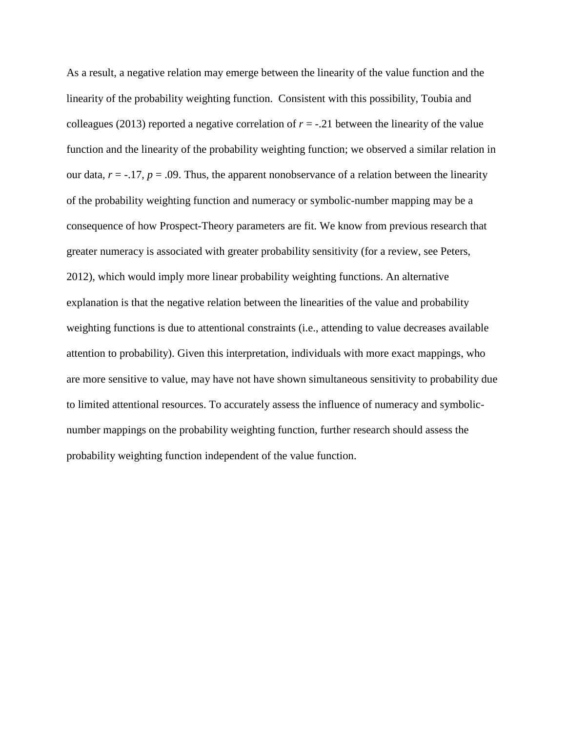As a result, a negative relation may emerge between the linearity of the value function and the linearity of the probability weighting function. Consistent with this possibility, Toubia and colleagues (2013) reported a negative correlation of $r = -.21$ between the linearity of the value function and the linearity of the probability weighting function; we observed a similar relation in our data, $r = -.17$, $p = .09$. Thus, the apparent nonobservance of a relation between the linearity of the probability weighting function and numeracy or symbolic-number mapping may be a consequence of how Prospect-Theory parameters are fit. We know from previous research that greater numeracy is associated with greater probability sensitivity (for a review, see Peters, 2012), which would imply more linear probability weighting functions. An alternative explanation is that the negative relation between the linearities of the value and probability weighting functions is due to attentional constraints (i.e., attending to value decreases available attention to probability). Given this interpretation, individuals with more exact mappings, who are more sensitive to value, may have not have shown simultaneous sensitivity to probability due to limited attentional resources. To accurately assess the influence of numeracy and symbolic-number mappings on the probability weighting function, further research should assess the probability weighting function independent of the value function.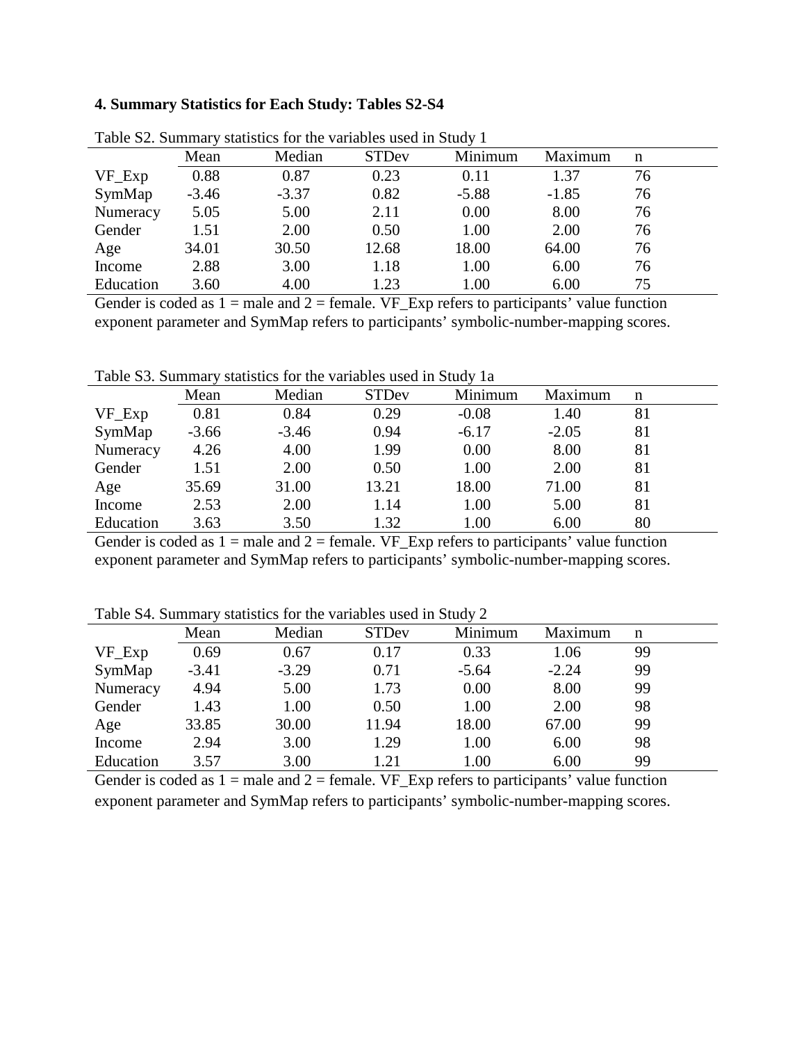**4. Summary Statistics for Each Study: Tables S2-S4**

Table S2. Summary statistics for the variables used in Study 1

| | Mean | Median | STDev | Minimum | Maximum | n |
|---|---|---|---|---|---|---|
| VF_Exp | 0.88 | 0.87 | 0.23 | 0.11 | 1.37 | 76 |
| SymMap | -3.46 | -3.37 | 0.82 | -5.88 | -1.85 | 76 |
| Numeracy | 5.05 | 5.00 | 2.11 | 0.00 | 8.00 | 76 |
| Gender | 1.51 | 2.00 | 0.50 | 1.00 | 2.00 | 76 |
| Age | 34.01 | 30.50 | 12.68 | 18.00 | 64.00 | 76 |
| Income | 2.88 | 3.00 | 1.18 | 1.00 | 6.00 | 76 |
| Education | 3.60 | 4.00 | 1.23 | 1.00 | 6.00 | 75 |

Gender is coded as 1 = male and 2 = female. VF_Exp refers to participants' value function exponent parameter and SymMap refers to participants' symbolic-number-mapping scores.

Table S3. Summary statistics for the variables used in Study 1a

| | Mean | Median | STDev | Minimum | Maximum | n |
|---|---|---|---|---|---|---|
| VF_Exp | 0.81 | 0.84 | 0.29 | -0.08 | 1.40 | 81 |
| SymMap | -3.66 | -3.46 | 0.94 | -6.17 | -2.05 | 81 |
| Numeracy | 4.26 | 4.00 | 1.99 | 0.00 | 8.00 | 81 |
| Gender | 1.51 | 2.00 | 0.50 | 1.00 | 2.00 | 81 |
| Age | 35.69 | 31.00 | 13.21 | 18.00 | 71.00 | 81 |
| Income | 2.53 | 2.00 | 1.14 | 1.00 | 5.00 | 81 |
| Education | 3.63 | 3.50 | 1.32 | 1.00 | 6.00 | 80 |

Gender is coded as 1 = male and 2 = female. VF_Exp refers to participants' value function exponent parameter and SymMap refers to participants' symbolic-number-mapping scores.

Table S4. Summary statistics for the variables used in Study 2

| | Mean | Median | STDev | Minimum | Maximum | n |
|---|---|---|---|---|---|---|
| VF_Exp | 0.69 | 0.67 | 0.17 | 0.33 | 1.06 | 99 |
| SymMap | -3.41 | -3.29 | 0.71 | -5.64 | -2.24 | 99 |
| Numeracy | 4.94 | 5.00 | 1.73 | 0.00 | 8.00 | 99 |
| Gender | 1.43 | 1.00 | 0.50 | 1.00 | 2.00 | 98 |
| Age | 33.85 | 30.00 | 11.94 | 18.00 | 67.00 | 99 |
| Income | 2.94 | 3.00 | 1.29 | 1.00 | 6.00 | 98 |
| Education | 3.57 | 3.00 | 1.21 | 1.00 | 6.00 | 99 |

Gender is coded as 1 = male and 2 = female. VF_Exp refers to participants' value function exponent parameter and SymMap refers to participants' symbolic-number-mapping scores.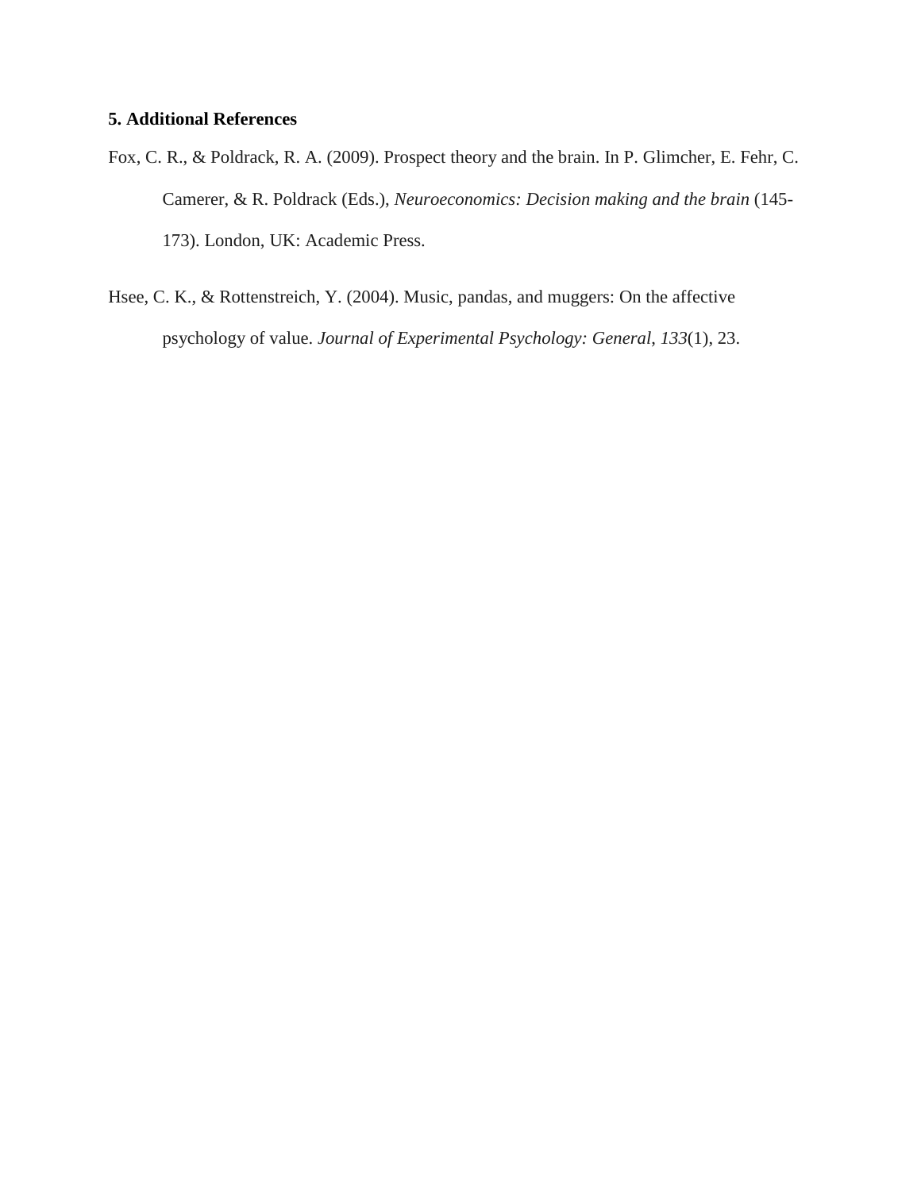**5. Additional References**

Fox, C. R., & Poldrack, R. A. (2009). Prospect theory and the brain. In P. Glimcher, E. Fehr, C. Camerer, & R. Poldrack (Eds.), *Neuroeconomics: Decision making and the brain* (145-173). London, UK: Academic Press.

Hsee, C. K., & Rottenstreich, Y. (2004). Music, pandas, and muggers: On the affective psychology of value. *Journal of Experimental Psychology: General*, *133*(1), 23.